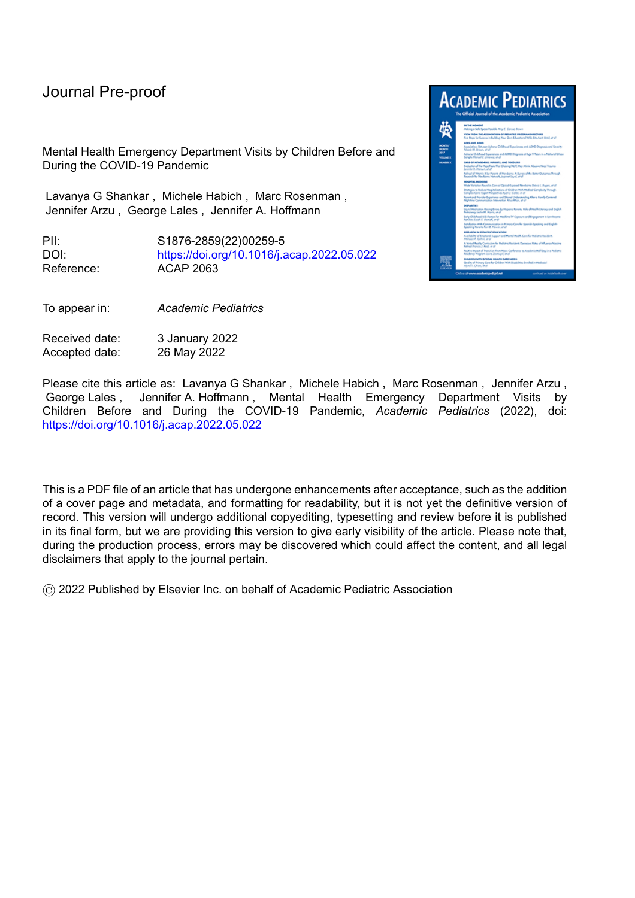Journal Pre-proof

Mental Health Emergency Department Visits by Children Before and During the COVID-19 Pandemic

Lavanya G Shankar , Michele Habich , Marc Rosenman , Jennifer Arzu , George Lales , Jennifer A. Hoffmann

| | |
|---|---|
| PII: | S1876-2859(22)00259-5 |
| DOI: | https://doi.org/10.1016/j.acap.2022.05.022 |
| Reference: | ACAP 2063 |

| | |
|---|---|
| To appear in: | *Academic Pediatrics* |

| | |
|---|---|
| Received date: | 3 January 2022 |
| Accepted date: | 26 May 2022 |

Please cite this article as: Lavanya G Shankar , Michele Habich , Marc Rosenman , Jennifer Arzu , George Lales , Jennifer A. Hoffmann , Mental Health Emergency Department Visits by Children Before and During the COVID-19 Pandemic, *Academic Pediatrics* (2022), doi: https://doi.org/10.1016/j.acap.2022.05.022

This is a PDF file of an article that has undergone enhancements after acceptance, such as the addition of a cover page and metadata, and formatting for readability, but it is not yet the definitive version of record. This version will undergo additional copyediting, typesetting and review before it is published in its final form, but we are providing this version to give early visibility of the article. Please note that, during the production process, errors may be discovered which could affect the content, and all legal disclaimers that apply to the journal pertain.

© 2022 Published by Elsevier Inc. on behalf of Academic Pediatric Association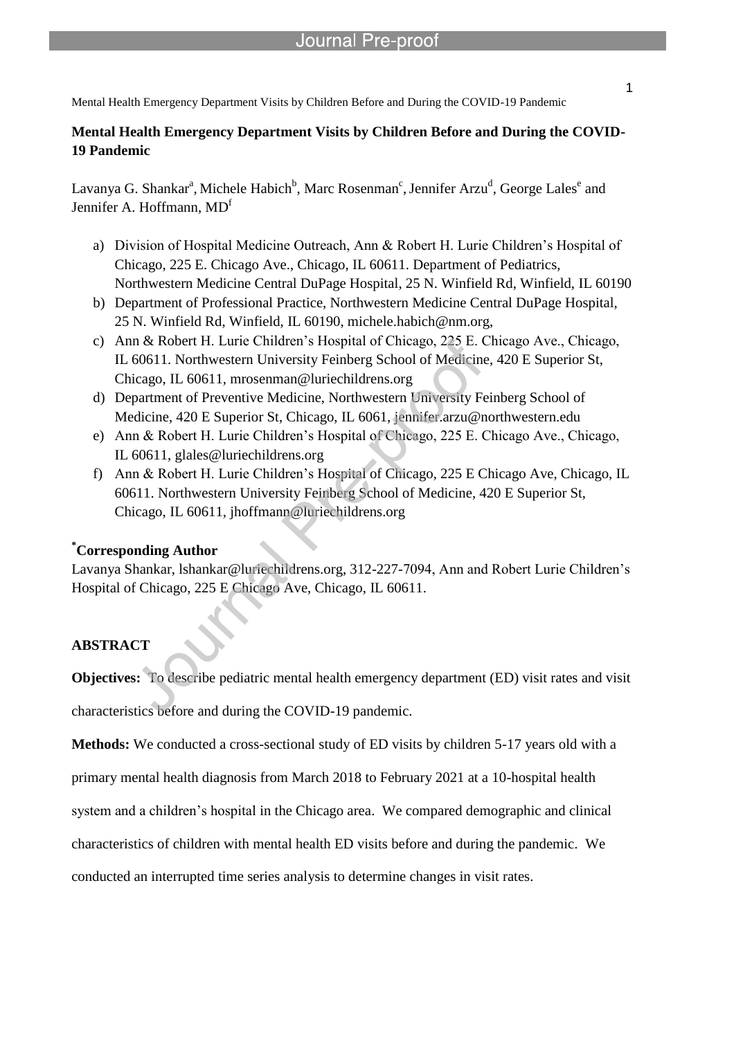**Mental Health Emergency Department Visits by Children Before and During the COVID-19 Pandemic**

Lavanya G. Shankar[a], Michele Habich[b], Marc Rosenman[c], Jennifer Arzu[d], George Lales[e] and Jennifer A. Hoffmann, MD[f]

a) Division of Hospital Medicine Outreach, Ann & Robert H. Lurie Children's Hospital of Chicago, 225 E. Chicago Ave., Chicago, IL 60611. Department of Pediatrics, Northwestern Medicine Central DuPage Hospital, 25 N. Winfield Rd, Winfield, IL 60190
b) Department of Professional Practice, Northwestern Medicine Central DuPage Hospital, 25 N. Winfield Rd, Winfield, IL 60190, michele.habich@nm.org,
c) Ann & Robert H. Lurie Children's Hospital of Chicago, 225 E. Chicago Ave., Chicago, IL 60611. Northwestern University Feinberg School of Medicine, 420 E Superior St, Chicago, IL 60611, mrosenman@luriechildrens.org
d) Department of Preventive Medicine, Northwestern University Feinberg School of Medicine, 420 E Superior St, Chicago, IL 6061, jennifer.arzu@northwestern.edu
e) Ann & Robert H. Lurie Children's Hospital of Chicago, 225 E. Chicago Ave., Chicago, IL 60611, glales@luriechildrens.org
f) Ann & Robert H. Lurie Children's Hospital of Chicago, 225 E Chicago Ave, Chicago, IL 60611. Northwestern University Feinberg School of Medicine, 420 E Superior St, Chicago, IL 60611, jhoffmann@luriechildrens.org

**[*]Corresponding Author**
Lavanya Shankar, lshankar@luriechildrens.org, 312-227-7094, Ann and Robert Lurie Children's Hospital of Chicago, 225 E Chicago Ave, Chicago, IL 60611.

**ABSTRACT**

**Objectives:** To describe pediatric mental health emergency department (ED) visit rates and visit characteristics before and during the COVID-19 pandemic.

**Methods:** We conducted a cross-sectional study of ED visits by children 5-17 years old with a primary mental health diagnosis from March 2018 to February 2021 at a 10-hospital health system and a children's hospital in the Chicago area. We compared demographic and clinical characteristics of children with mental health ED visits before and during the pandemic. We conducted an interrupted time series analysis to determine changes in visit rates.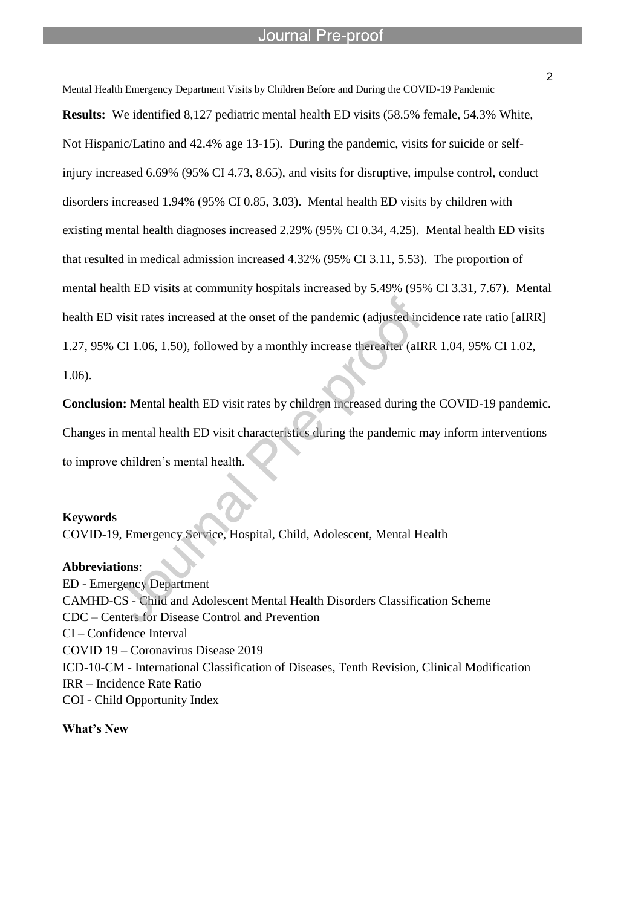**Results:** We identified 8,127 pediatric mental health ED visits (58.5% female, 54.3% White, Not Hispanic/Latino and 42.4% age 13-15). During the pandemic, visits for suicide or self-injury increased 6.69% (95% CI 4.73, 8.65), and visits for disruptive, impulse control, conduct disorders increased 1.94% (95% CI 0.85, 3.03). Mental health ED visits by children with existing mental health diagnoses increased 2.29% (95% CI 0.34, 4.25). Mental health ED visits that resulted in medical admission increased 4.32% (95% CI 3.11, 5.53). The proportion of mental health ED visits at community hospitals increased by 5.49% (95% CI 3.31, 7.67). Mental health ED visit rates increased at the onset of the pandemic (adjusted incidence rate ratio [aIRR] 1.27, 95% CI 1.06, 1.50), followed by a monthly increase thereafter (aIRR 1.04, 95% CI 1.02, 1.06).

**Conclusion:** Mental health ED visit rates by children increased during the COVID-19 pandemic. Changes in mental health ED visit characteristics during the pandemic may inform interventions to improve children's mental health.

**Keywords**

COVID-19, Emergency Service, Hospital, Child, Adolescent, Mental Health

**Abbreviations**:

ED - Emergency Department
CAMHD-CS - Child and Adolescent Mental Health Disorders Classification Scheme
CDC – Centers for Disease Control and Prevention
CI – Confidence Interval
COVID 19 – Coronavirus Disease 2019
ICD-10-CM - International Classification of Diseases, Tenth Revision, Clinical Modification
IRR – Incidence Rate Ratio
COI - Child Opportunity Index

**What's New**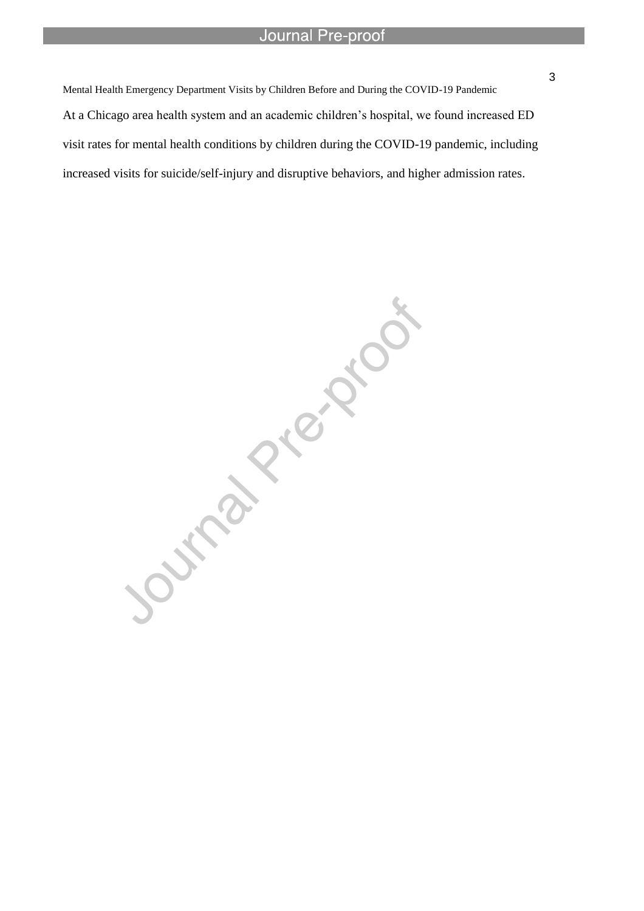Mental Health Emergency Department Visits by Children Before and During the COVID-19 Pandemic

At a Chicago area health system and an academic children's hospital, we found increased ED visit rates for mental health conditions by children during the COVID-19 pandemic, including increased visits for suicide/self-injury and disruptive behaviors, and higher admission rates.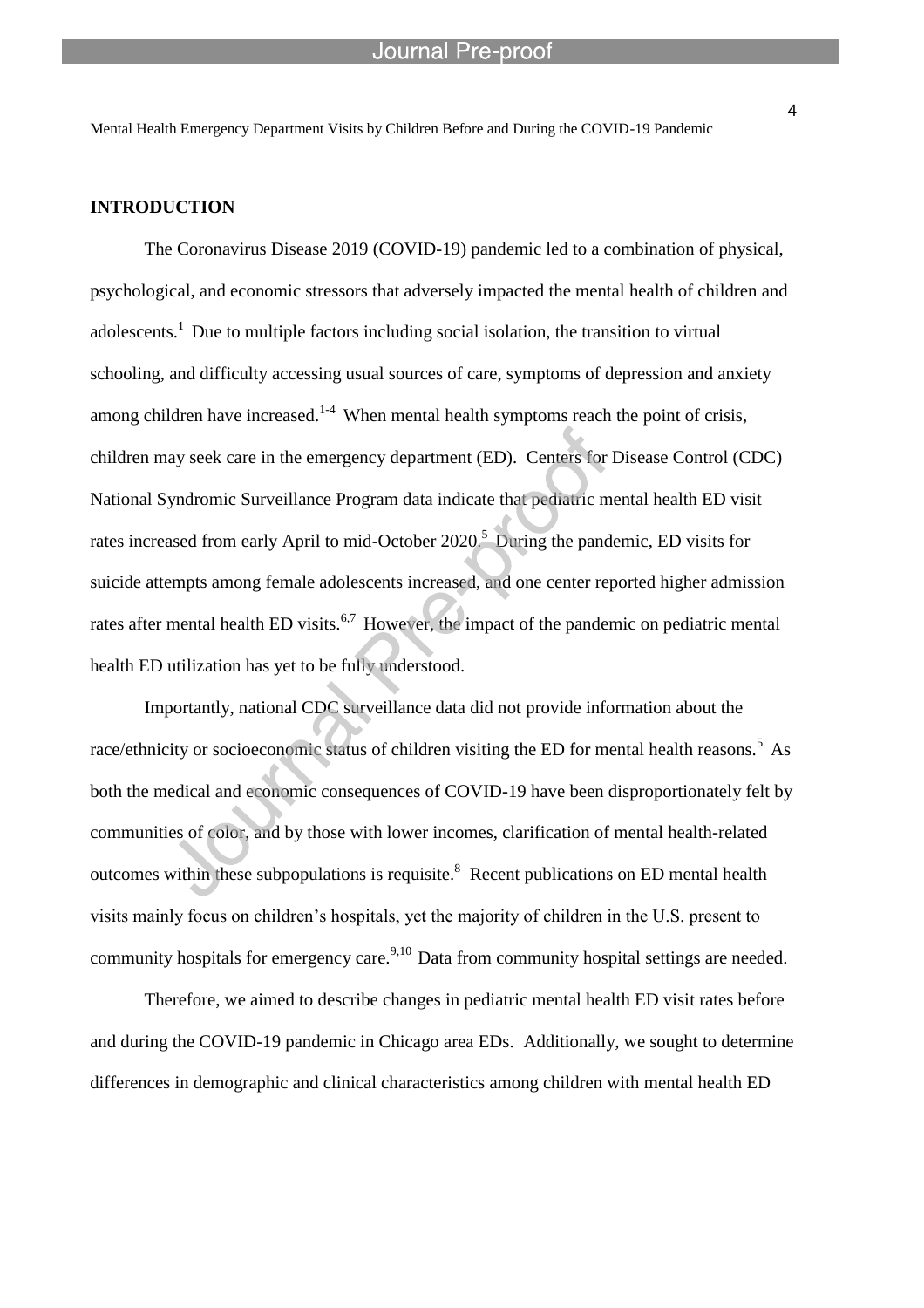## INTRODUCTION

The Coronavirus Disease 2019 (COVID-19) pandemic led to a combination of physical, psychological, and economic stressors that adversely impacted the mental health of children and adolescents.[1] Due to multiple factors including social isolation, the transition to virtual schooling, and difficulty accessing usual sources of care, symptoms of depression and anxiety among children have increased.[1-4] When mental health symptoms reach the point of crisis, children may seek care in the emergency department (ED). Centers for Disease Control (CDC) National Syndromic Surveillance Program data indicate that pediatric mental health ED visit rates increased from early April to mid-October 2020.[5] During the pandemic, ED visits for suicide attempts among female adolescents increased, and one center reported higher admission rates after mental health ED visits.[6,7] However, the impact of the pandemic on pediatric mental health ED utilization has yet to be fully understood.

Importantly, national CDC surveillance data did not provide information about the race/ethnicity or socioeconomic status of children visiting the ED for mental health reasons.[5] As both the medical and economic consequences of COVID-19 have been disproportionately felt by communities of color, and by those with lower incomes, clarification of mental health-related outcomes within these subpopulations is requisite.[8] Recent publications on ED mental health visits mainly focus on children's hospitals, yet the majority of children in the U.S. present to community hospitals for emergency care.[9,10] Data from community hospital settings are needed.

Therefore, we aimed to describe changes in pediatric mental health ED visit rates before and during the COVID-19 pandemic in Chicago area EDs. Additionally, we sought to determine differences in demographic and clinical characteristics among children with mental health ED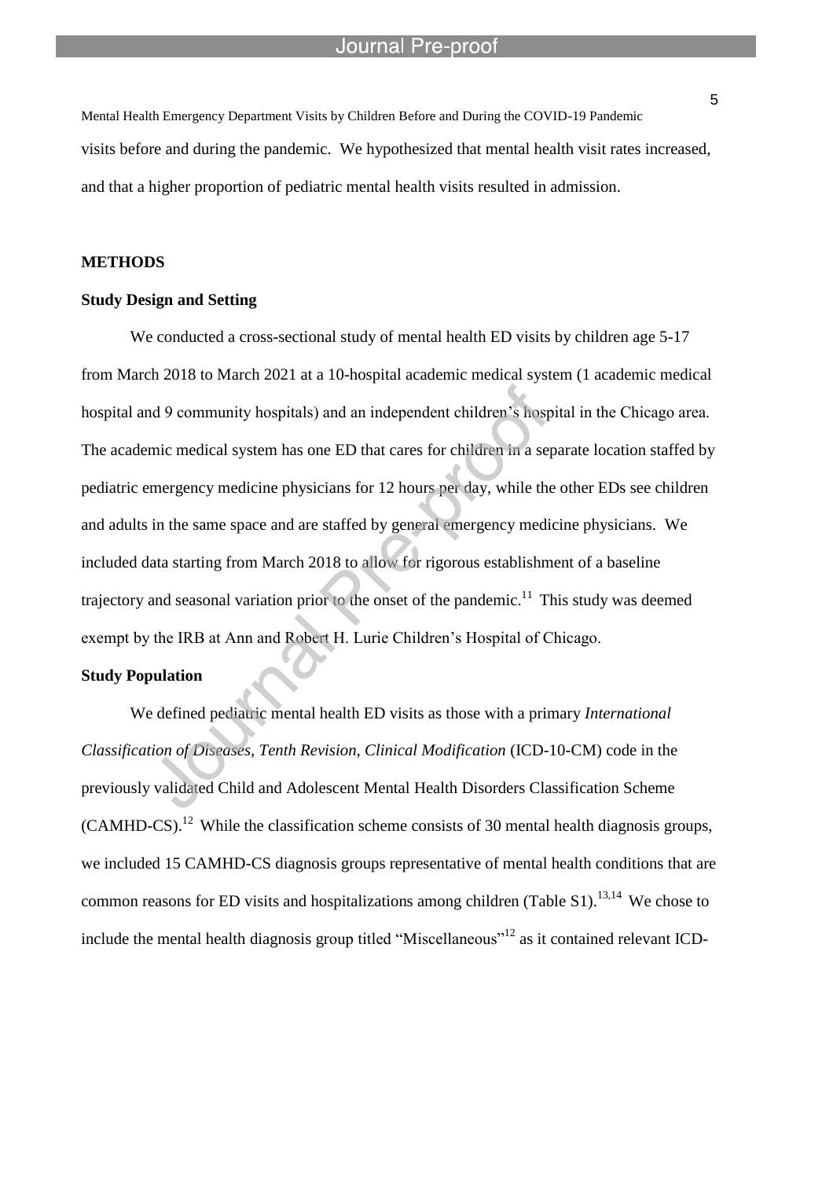visits before and during the pandemic. We hypothesized that mental health visit rates increased, and that a higher proportion of pediatric mental health visits resulted in admission.

## METHODS

### Study Design and Setting

We conducted a cross-sectional study of mental health ED visits by children age 5-17 from March 2018 to March 2021 at a 10-hospital academic medical system (1 academic medical hospital and 9 community hospitals) and an independent children's hospital in the Chicago area. The academic medical system has one ED that cares for children in a separate location staffed by pediatric emergency medicine physicians for 12 hours per day, while the other EDs see children and adults in the same space and are staffed by general emergency medicine physicians. We included data starting from March 2018 to allow for rigorous establishment of a baseline trajectory and seasonal variation prior to the onset of the pandemic.[11] This study was deemed exempt by the IRB at Ann and Robert H. Lurie Children's Hospital of Chicago.

### Study Population

We defined pediatric mental health ED visits as those with a primary *International Classification of Diseases, Tenth Revision, Clinical Modification* (ICD-10-CM) code in the previously validated Child and Adolescent Mental Health Disorders Classification Scheme (CAMHD-CS).[12] While the classification scheme consists of 30 mental health diagnosis groups, we included 15 CAMHD-CS diagnosis groups representative of mental health conditions that are common reasons for ED visits and hospitalizations among children (Table S1).[13,14] We chose to include the mental health diagnosis group titled "Miscellaneous"[12] as it contained relevant ICD-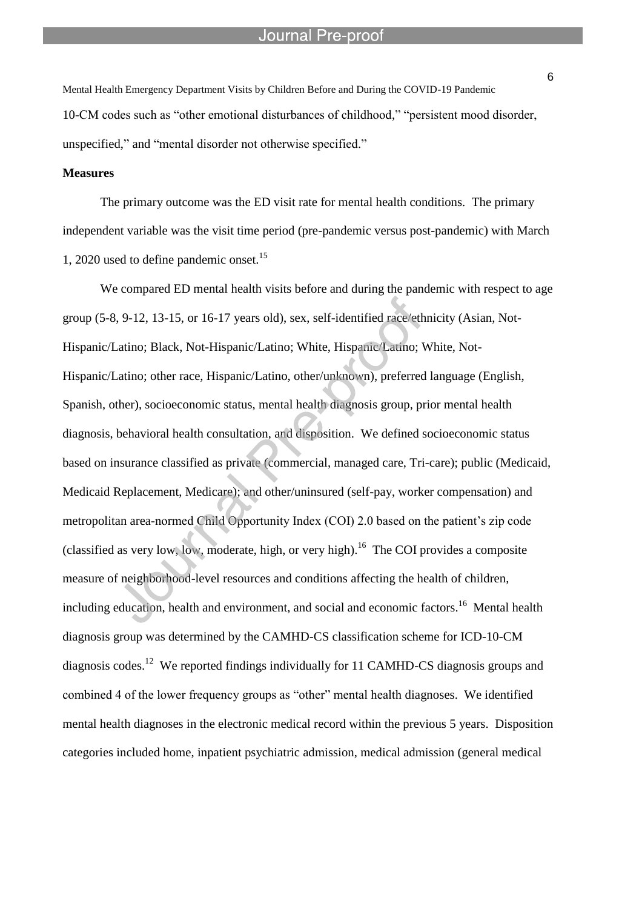10-CM codes such as "other emotional disturbances of childhood," "persistent mood disorder, unspecified," and "mental disorder not otherwise specified."

**Measures**

The primary outcome was the ED visit rate for mental health conditions. The primary independent variable was the visit time period (pre-pandemic versus post-pandemic) with March 1, 2020 used to define pandemic onset.[15]

We compared ED mental health visits before and during the pandemic with respect to age group (5-8, 9-12, 13-15, or 16-17 years old), sex, self-identified race/ethnicity (Asian, Not-Hispanic/Latino; Black, Not-Hispanic/Latino; White, Hispanic/Latino; White, Not-Hispanic/Latino; other race, Hispanic/Latino, other/unknown), preferred language (English, Spanish, other), socioeconomic status, mental health diagnosis group, prior mental health diagnosis, behavioral health consultation, and disposition. We defined socioeconomic status based on insurance classified as private (commercial, managed care, Tri-care); public (Medicaid, Medicaid Replacement, Medicare); and other/uninsured (self-pay, worker compensation) and metropolitan area-normed Child Opportunity Index (COI) 2.0 based on the patient's zip code (classified as very low, low, moderate, high, or very high).[16] The COI provides a composite measure of neighborhood-level resources and conditions affecting the health of children, including education, health and environment, and social and economic factors.[16] Mental health diagnosis group was determined by the CAMHD-CS classification scheme for ICD-10-CM diagnosis codes.[12] We reported findings individually for 11 CAMHD-CS diagnosis groups and combined 4 of the lower frequency groups as "other" mental health diagnoses. We identified mental health diagnoses in the electronic medical record within the previous 5 years. Disposition categories included home, inpatient psychiatric admission, medical admission (general medical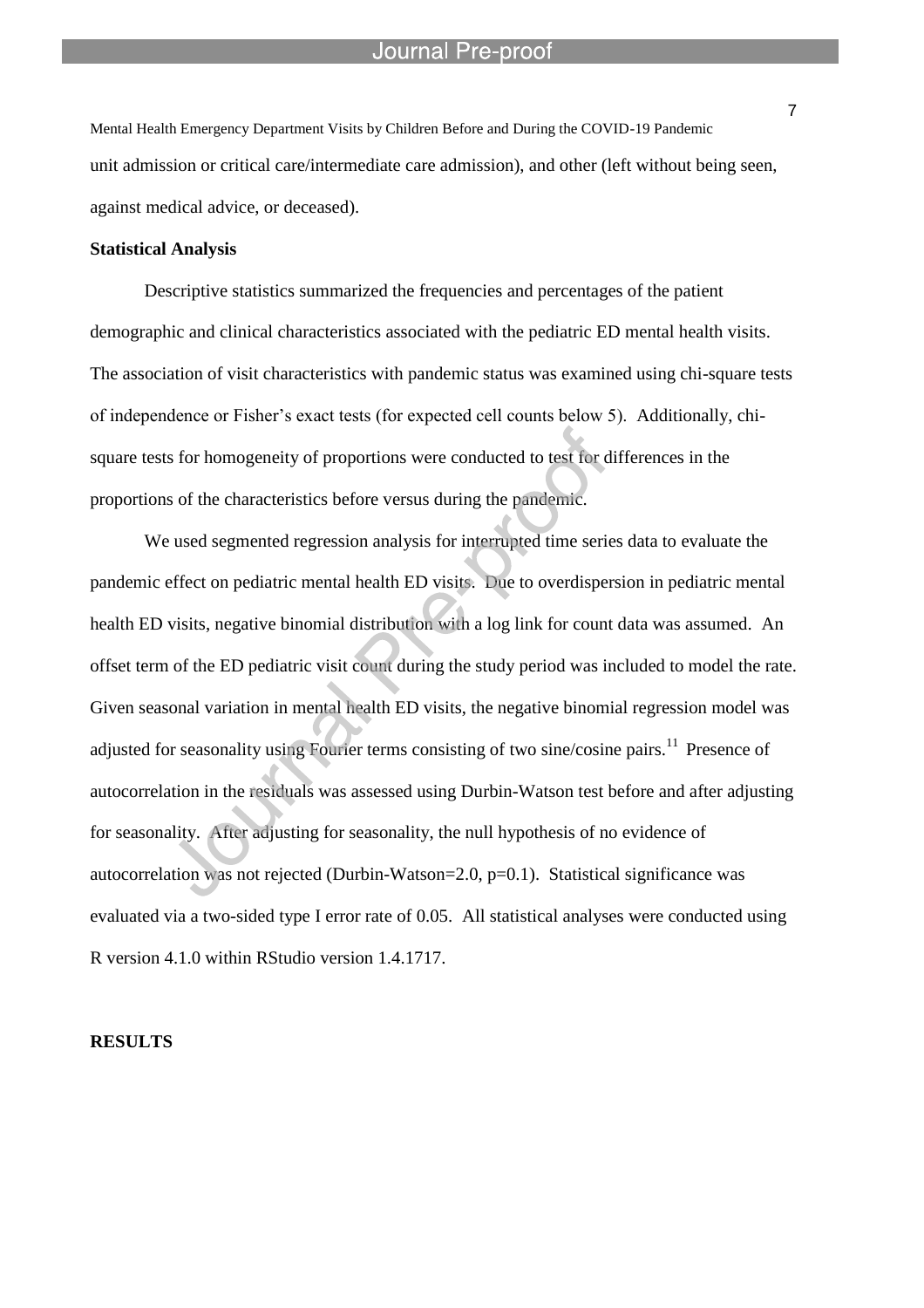unit admission or critical care/intermediate care admission), and other (left without being seen, against medical advice, or deceased).

### Statistical Analysis

Descriptive statistics summarized the frequencies and percentages of the patient demographic and clinical characteristics associated with the pediatric ED mental health visits. The association of visit characteristics with pandemic status was examined using chi-square tests of independence or Fisher's exact tests (for expected cell counts below 5). Additionally, chi-square tests for homogeneity of proportions were conducted to test for differences in the proportions of the characteristics before versus during the pandemic.

We used segmented regression analysis for interrupted time series data to evaluate the pandemic effect on pediatric mental health ED visits. Due to overdispersion in pediatric mental health ED visits, negative binomial distribution with a log link for count data was assumed. An offset term of the ED pediatric visit count during the study period was included to model the rate. Given seasonal variation in mental health ED visits, the negative binomial regression model was adjusted for seasonality using Fourier terms consisting of two sine/cosine pairs.[11] Presence of autocorrelation in the residuals was assessed using Durbin-Watson test before and after adjusting for seasonality. After adjusting for seasonality, the null hypothesis of no evidence of autocorrelation was not rejected (Durbin-Watson=2.0, p=0.1). Statistical significance was evaluated via a two-sided type I error rate of 0.05. All statistical analyses were conducted using R version 4.1.0 within RStudio version 1.4.1717.

## RESULTS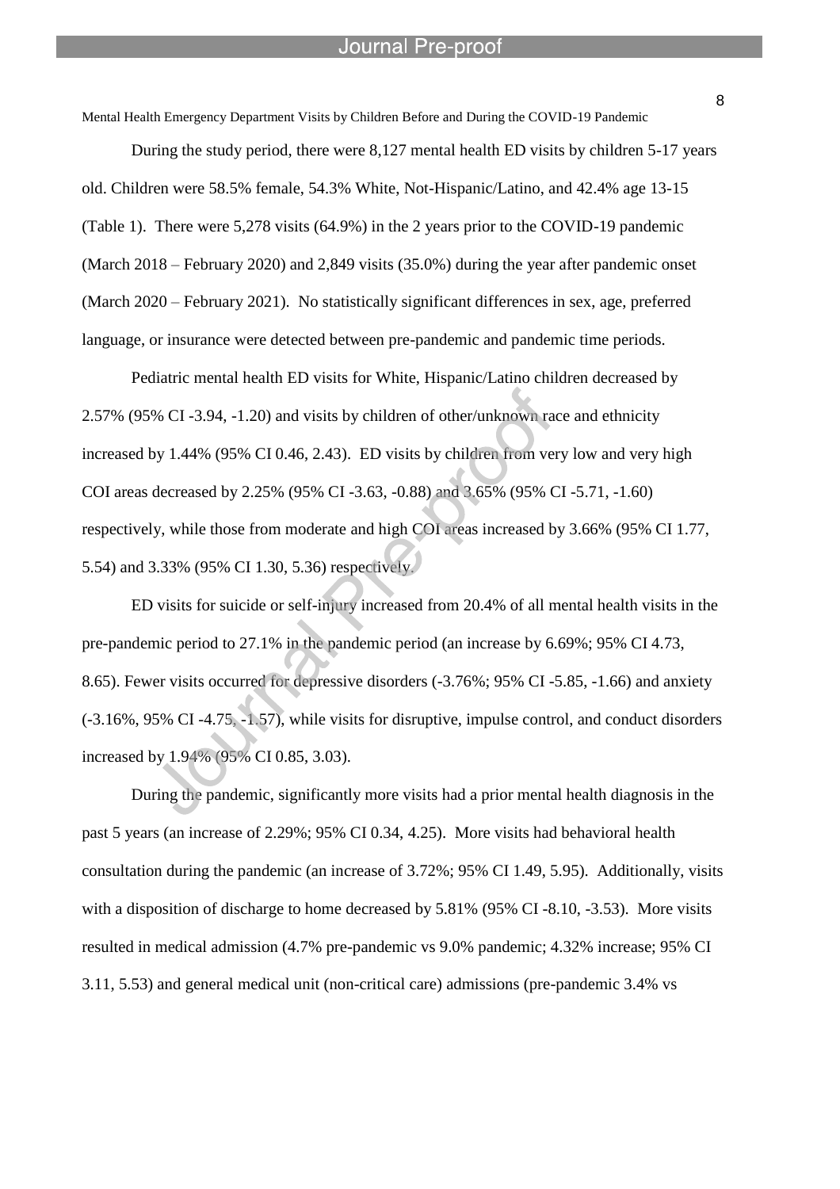During the study period, there were 8,127 mental health ED visits by children 5-17 years old. Children were 58.5% female, 54.3% White, Not-Hispanic/Latino, and 42.4% age 13-15 (Table 1). There were 5,278 visits (64.9%) in the 2 years prior to the COVID-19 pandemic (March 2018 – February 2020) and 2,849 visits (35.0%) during the year after pandemic onset (March 2020 – February 2021). No statistically significant differences in sex, age, preferred language, or insurance were detected between pre-pandemic and pandemic time periods.

Pediatric mental health ED visits for White, Hispanic/Latino children decreased by 2.57% (95% CI -3.94, -1.20) and visits by children of other/unknown race and ethnicity increased by 1.44% (95% CI 0.46, 2.43). ED visits by children from very low and very high COI areas decreased by 2.25% (95% CI -3.63, -0.88) and 3.65% (95% CI -5.71, -1.60) respectively, while those from moderate and high COI areas increased by 3.66% (95% CI 1.77, 5.54) and 3.33% (95% CI 1.30, 5.36) respectively.

ED visits for suicide or self-injury increased from 20.4% of all mental health visits in the pre-pandemic period to 27.1% in the pandemic period (an increase by 6.69%; 95% CI 4.73, 8.65). Fewer visits occurred for depressive disorders (-3.76%; 95% CI -5.85, -1.66) and anxiety (-3.16%, 95% CI -4.75, -1.57), while visits for disruptive, impulse control, and conduct disorders increased by 1.94% (95% CI 0.85, 3.03).

During the pandemic, significantly more visits had a prior mental health diagnosis in the past 5 years (an increase of 2.29%; 95% CI 0.34, 4.25). More visits had behavioral health consultation during the pandemic (an increase of 3.72%; 95% CI 1.49, 5.95). Additionally, visits with a disposition of discharge to home decreased by 5.81% (95% CI -8.10, -3.53). More visits resulted in medical admission (4.7% pre-pandemic vs 9.0% pandemic; 4.32% increase; 95% CI 3.11, 5.53) and general medical unit (non-critical care) admissions (pre-pandemic 3.4% vs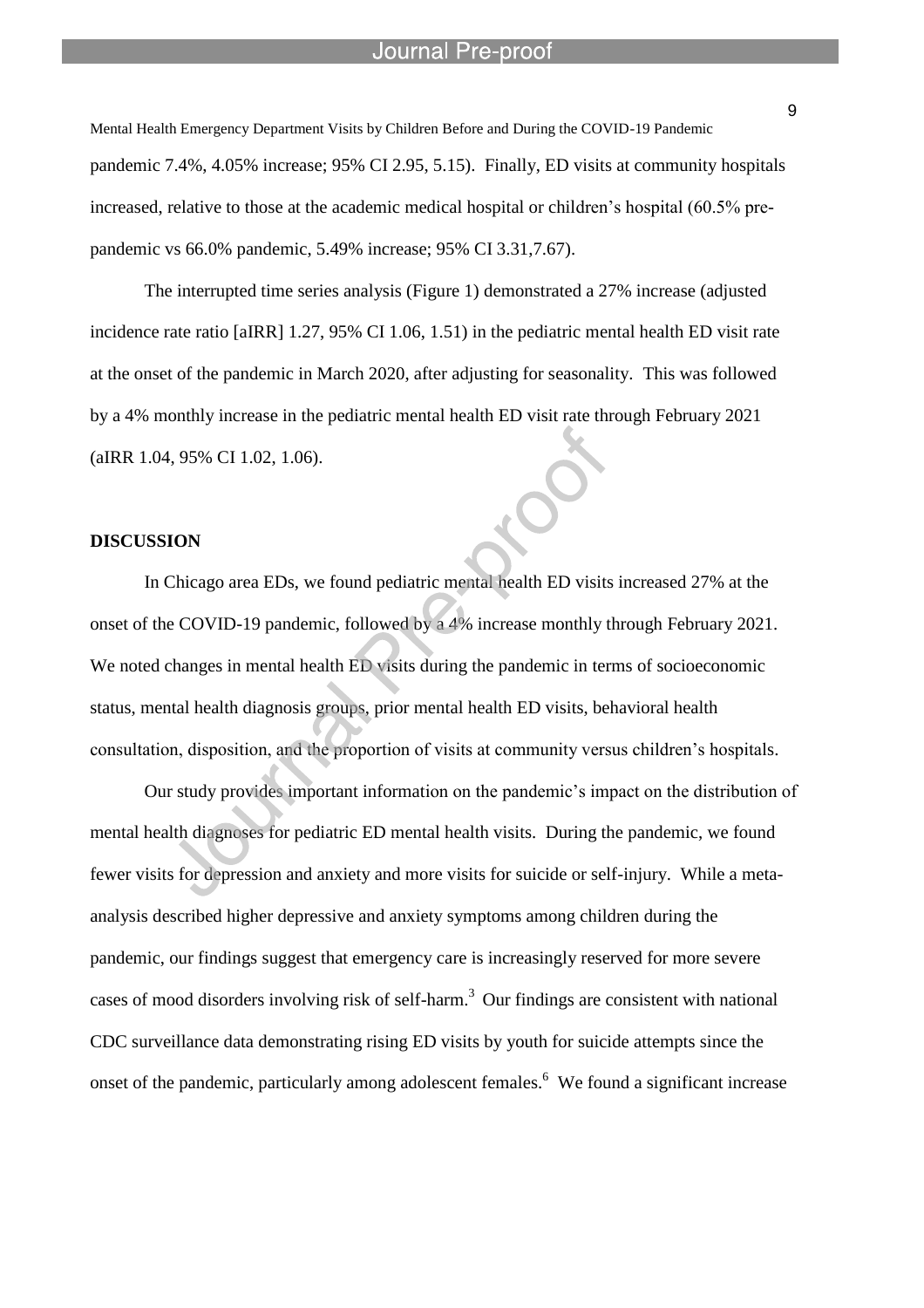pandemic 7.4%, 4.05% increase; 95% CI 2.95, 5.15). Finally, ED visits at community hospitals increased, relative to those at the academic medical hospital or children's hospital (60.5% pre-pandemic vs 66.0% pandemic, 5.49% increase; 95% CI 3.31,7.67).

The interrupted time series analysis (Figure 1) demonstrated a 27% increase (adjusted incidence rate ratio [aIRR] 1.27, 95% CI 1.06, 1.51) in the pediatric mental health ED visit rate at the onset of the pandemic in March 2020, after adjusting for seasonality. This was followed by a 4% monthly increase in the pediatric mental health ED visit rate through February 2021 (aIRR 1.04, 95% CI 1.02, 1.06).

## DISCUSSION

In Chicago area EDs, we found pediatric mental health ED visits increased 27% at the onset of the COVID-19 pandemic, followed by a 4% increase monthly through February 2021. We noted changes in mental health ED visits during the pandemic in terms of socioeconomic status, mental health diagnosis groups, prior mental health ED visits, behavioral health consultation, disposition, and the proportion of visits at community versus children's hospitals.

Our study provides important information on the pandemic's impact on the distribution of mental health diagnoses for pediatric ED mental health visits. During the pandemic, we found fewer visits for depression and anxiety and more visits for suicide or self-injury. While a meta-analysis described higher depressive and anxiety symptoms among children during the pandemic, our findings suggest that emergency care is increasingly reserved for more severe cases of mood disorders involving risk of self-harm.[3] Our findings are consistent with national CDC surveillance data demonstrating rising ED visits by youth for suicide attempts since the onset of the pandemic, particularly among adolescent females.[6] We found a significant increase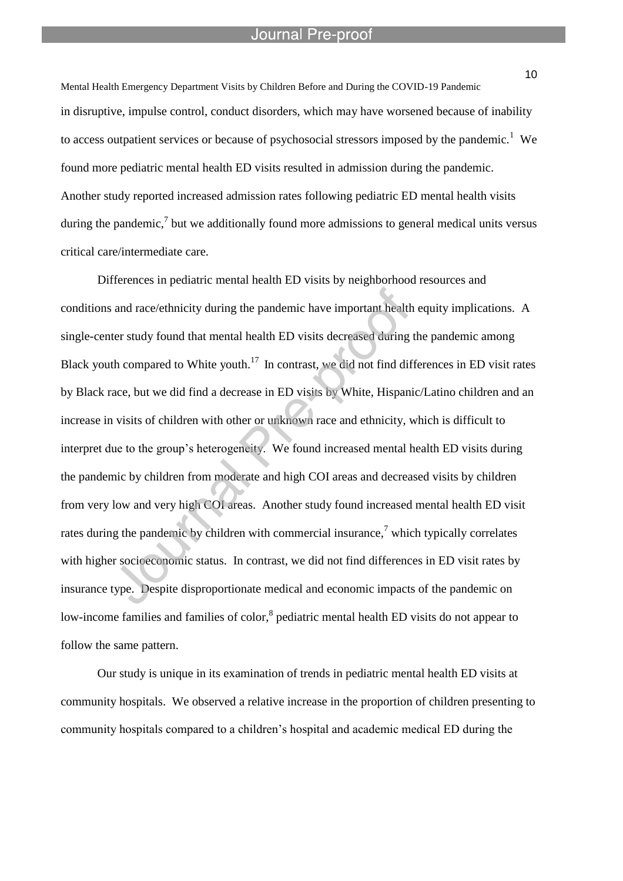in disruptive, impulse control, conduct disorders, which may have worsened because of inability to access outpatient services or because of psychosocial stressors imposed by the pandemic.[1] We found more pediatric mental health ED visits resulted in admission during the pandemic. Another study reported increased admission rates following pediatric ED mental health visits during the pandemic,[7] but we additionally found more admissions to general medical units versus critical care/intermediate care.

Differences in pediatric mental health ED visits by neighborhood resources and conditions and race/ethnicity during the pandemic have important health equity implications. A single-center study found that mental health ED visits decreased during the pandemic among Black youth compared to White youth.[17] In contrast, we did not find differences in ED visit rates by Black race, but we did find a decrease in ED visits by White, Hispanic/Latino children and an increase in visits of children with other or unknown race and ethnicity, which is difficult to interpret due to the group's heterogeneity. We found increased mental health ED visits during the pandemic by children from moderate and high COI areas and decreased visits by children from very low and very high COI areas. Another study found increased mental health ED visit rates during the pandemic by children with commercial insurance,[7] which typically correlates with higher socioeconomic status. In contrast, we did not find differences in ED visit rates by insurance type. Despite disproportionate medical and economic impacts of the pandemic on low-income families and families of color,[8] pediatric mental health ED visits do not appear to follow the same pattern.

Our study is unique in its examination of trends in pediatric mental health ED visits at community hospitals. We observed a relative increase in the proportion of children presenting to community hospitals compared to a children's hospital and academic medical ED during the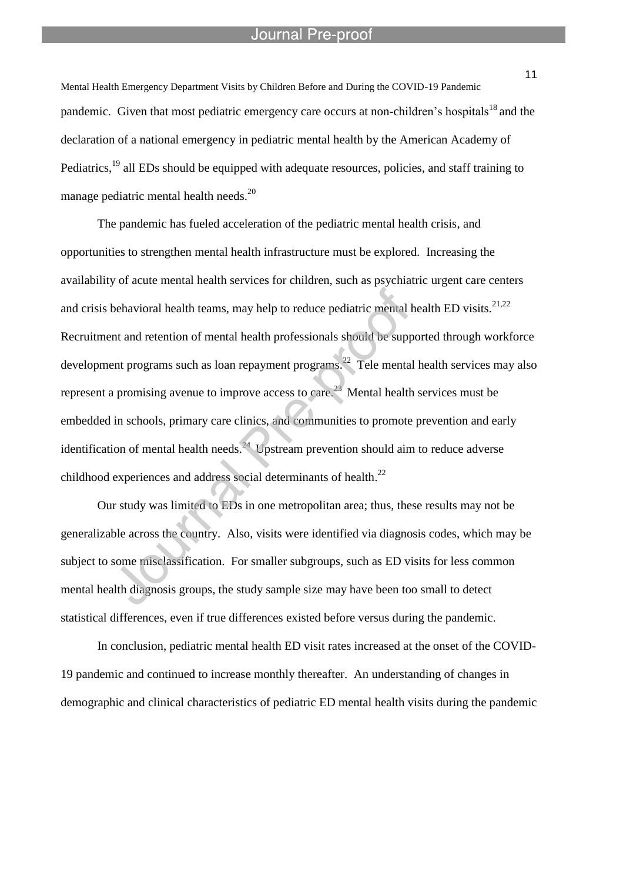pandemic. Given that most pediatric emergency care occurs at non-children's hospitals[18] and the declaration of a national emergency in pediatric mental health by the American Academy of Pediatrics,[19] all EDs should be equipped with adequate resources, policies, and staff training to manage pediatric mental health needs.[20]

The pandemic has fueled acceleration of the pediatric mental health crisis, and opportunities to strengthen mental health infrastructure must be explored. Increasing the availability of acute mental health services for children, such as psychiatric urgent care centers and crisis behavioral health teams, may help to reduce pediatric mental health ED visits.[21,22] Recruitment and retention of mental health professionals should be supported through workforce development programs such as loan repayment programs.[22] Tele mental health services may also represent a promising avenue to improve access to care.[23] Mental health services must be embedded in schools, primary care clinics, and communities to promote prevention and early identification of mental health needs.[24] Upstream prevention should aim to reduce adverse childhood experiences and address social determinants of health.[22]

Our study was limited to EDs in one metropolitan area; thus, these results may not be generalizable across the country. Also, visits were identified via diagnosis codes, which may be subject to some misclassification. For smaller subgroups, such as ED visits for less common mental health diagnosis groups, the study sample size may have been too small to detect statistical differences, even if true differences existed before versus during the pandemic.

In conclusion, pediatric mental health ED visit rates increased at the onset of the COVID-19 pandemic and continued to increase monthly thereafter. An understanding of changes in demographic and clinical characteristics of pediatric ED mental health visits during the pandemic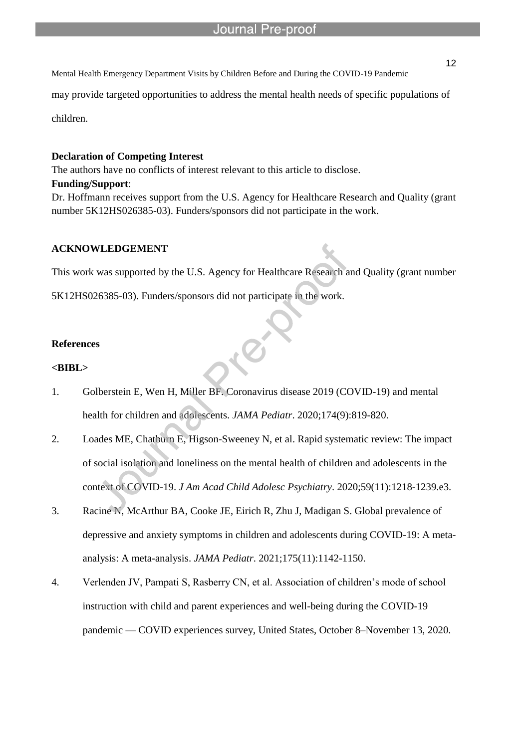may provide targeted opportunities to address the mental health needs of specific populations of children.

**Declaration of Competing Interest**

The authors have no conflicts of interest relevant to this article to disclose.

**Funding/Support**:

Dr. Hoffmann receives support from the U.S. Agency for Healthcare Research and Quality (grant number 5K12HS026385-03). Funders/sponsors did not participate in the work.

**ACKNOWLEDGEMENT**

This work was supported by the U.S. Agency for Healthcare Research and Quality (grant number 5K12HS026385-03). Funders/sponsors did not participate in the work.

**References**

**<BIBL>**

1. Golberstein E, Wen H, Miller BF. Coronavirus disease 2019 (COVID-19) and mental health for children and adolescents. *JAMA Pediatr*. 2020;174(9):819-820.
2. Loades ME, Chatburn E, Higson-Sweeney N, et al. Rapid systematic review: The impact of social isolation and loneliness on the mental health of children and adolescents in the context of COVID-19. *J Am Acad Child Adolesc Psychiatry*. 2020;59(11):1218-1239.e3.
3. Racine N, McArthur BA, Cooke JE, Eirich R, Zhu J, Madigan S. Global prevalence of depressive and anxiety symptoms in children and adolescents during COVID-19: A meta-analysis: A meta-analysis. *JAMA Pediatr*. 2021;175(11):1142-1150.
4. Verlenden JV, Pampati S, Rasberry CN, et al. Association of children's mode of school instruction with child and parent experiences and well-being during the COVID-19 pandemic — COVID experiences survey, United States, October 8–November 13, 2020.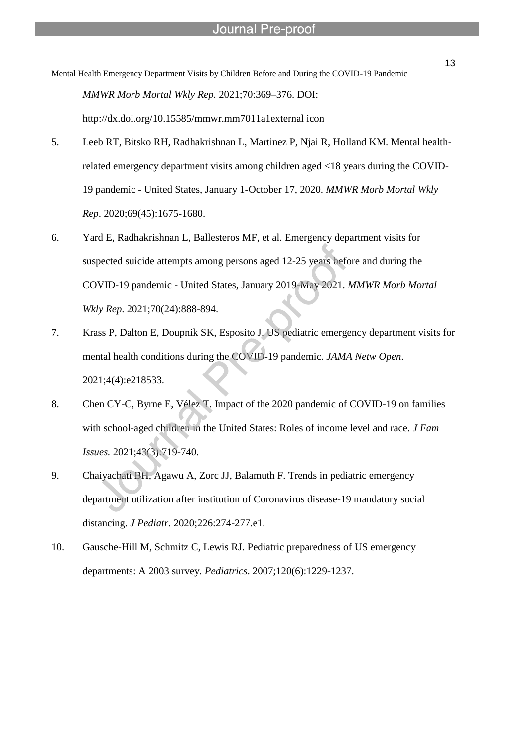*MMWR Morb Mortal Wkly Rep*. 2021;70:369–376. DOI: http://dx.doi.org/10.15585/mmwr.mm7011a1external icon

5. Leeb RT, Bitsko RH, Radhakrishnan L, Martinez P, Njai R, Holland KM. Mental health-related emergency department visits among children aged <18 years during the COVID-19 pandemic - United States, January 1-October 17, 2020. *MMWR Morb Mortal Wkly Rep*. 2020;69(45):1675-1680.

6. Yard E, Radhakrishnan L, Ballesteros MF, et al. Emergency department visits for suspected suicide attempts among persons aged 12-25 years before and during the COVID-19 pandemic - United States, January 2019-May 2021. *MMWR Morb Mortal Wkly Rep*. 2021;70(24):888-894.

7. Krass P, Dalton E, Doupnik SK, Esposito J. US pediatric emergency department visits for mental health conditions during the COVID-19 pandemic. *JAMA Netw Open*. 2021;4(4):e218533.

8. Chen CY-C, Byrne E, Vélez T. Impact of the 2020 pandemic of COVID-19 on families with school-aged children in the United States: Roles of income level and race. *J Fam Issues.* 2021;43(3):719-740.

9. Chaiyachati BH, Agawu A, Zorc JJ, Balamuth F. Trends in pediatric emergency department utilization after institution of Coronavirus disease-19 mandatory social distancing. *J Pediatr*. 2020;226:274-277.e1.

10. Gausche-Hill M, Schmitz C, Lewis RJ. Pediatric preparedness of US emergency departments: A 2003 survey. *Pediatrics*. 2007;120(6):1229-1237.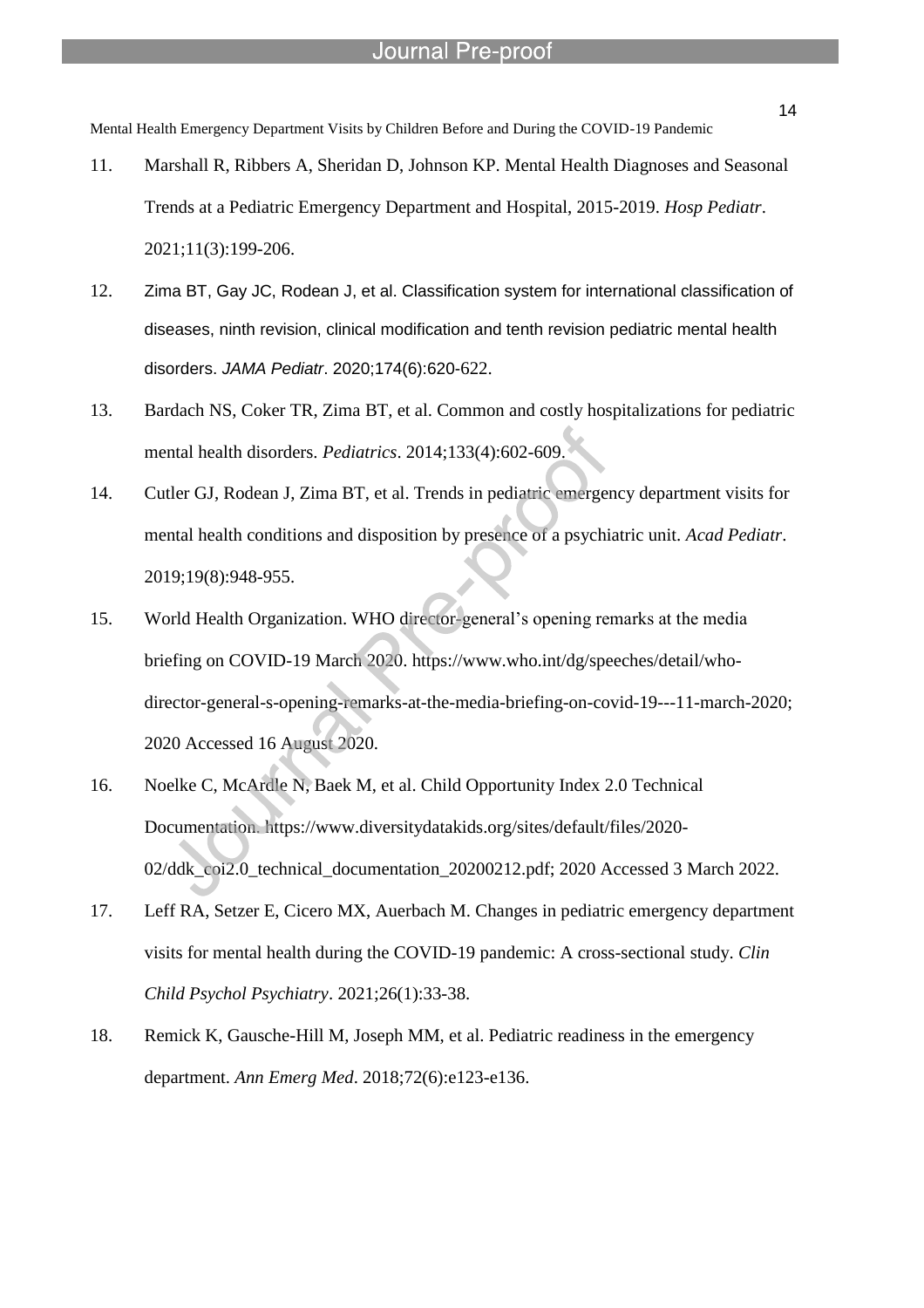11. Marshall R, Ribbers A, Sheridan D, Johnson KP. Mental Health Diagnoses and Seasonal Trends at a Pediatric Emergency Department and Hospital, 2015-2019. *Hosp Pediatr*. 2021;11(3):199-206.

12. Zima BT, Gay JC, Rodean J, et al. Classification system for international classification of diseases, ninth revision, clinical modification and tenth revision pediatric mental health disorders. *JAMA Pediatr*. 2020;174(6):620-622.

13. Bardach NS, Coker TR, Zima BT, et al. Common and costly hospitalizations for pediatric mental health disorders. *Pediatrics*. 2014;133(4):602-609.

14. Cutler GJ, Rodean J, Zima BT, et al. Trends in pediatric emergency department visits for mental health conditions and disposition by presence of a psychiatric unit. *Acad Pediatr*. 2019;19(8):948-955.

15. World Health Organization. WHO director-general's opening remarks at the media briefing on COVID-19 March 2020. https://www.who.int/dg/speeches/detail/who-director-general-s-opening-remarks-at-the-media-briefing-on-covid-19---11-march-2020; 2020 Accessed 16 August 2020.

16. Noelke C, McArdle N, Baek M, et al. Child Opportunity Index 2.0 Technical Documentation. https://www.diversitydatakids.org/sites/default/files/2020-02/ddk_coi2.0_technical_documentation_20200212.pdf; 2020 Accessed 3 March 2022.

17. Leff RA, Setzer E, Cicero MX, Auerbach M. Changes in pediatric emergency department visits for mental health during the COVID-19 pandemic: A cross-sectional study. *Clin Child Psychol Psychiatry*. 2021;26(1):33-38.

18. Remick K, Gausche-Hill M, Joseph MM, et al. Pediatric readiness in the emergency department. *Ann Emerg Med*. 2018;72(6):e123-e136.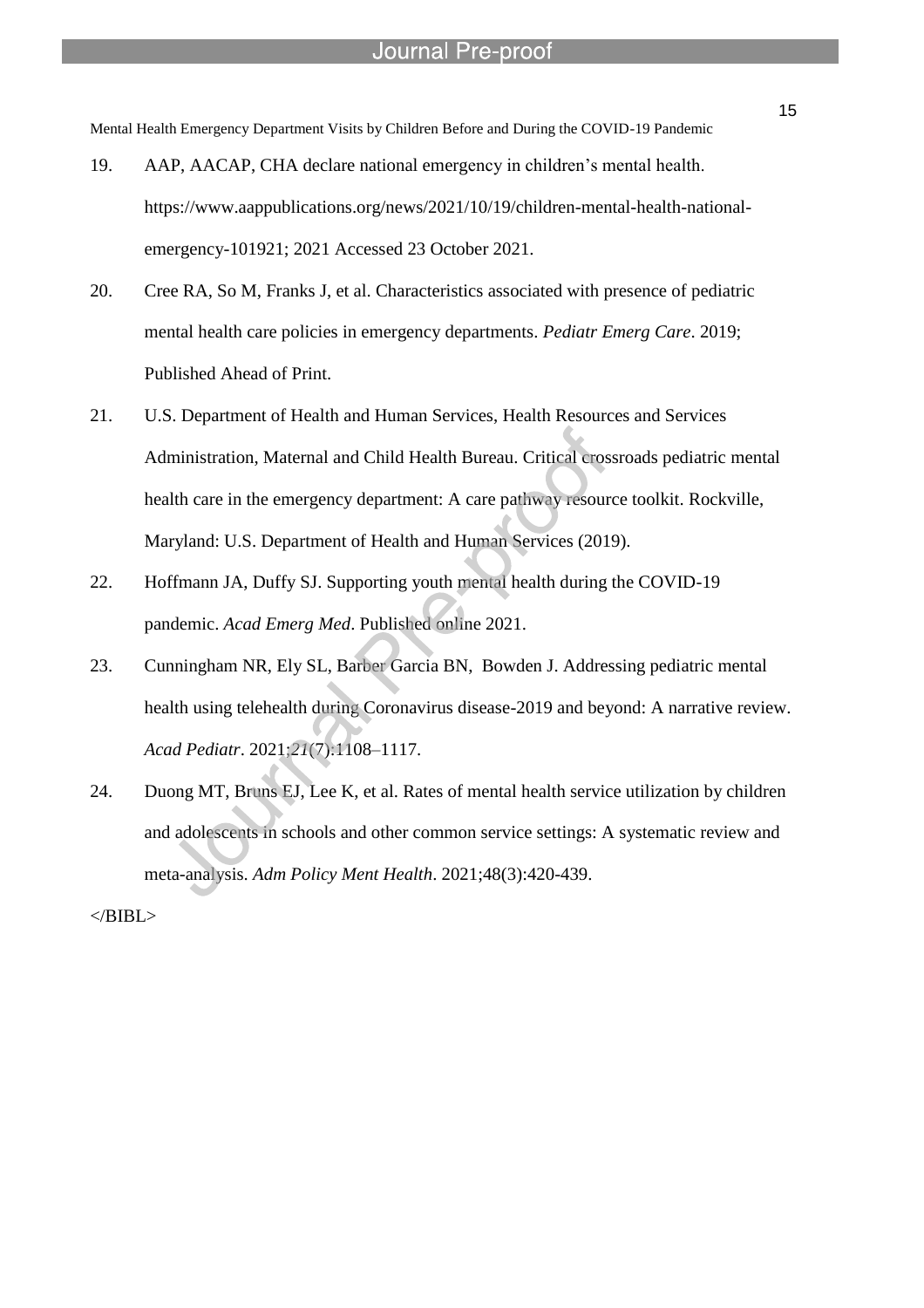19. AAP, AACAP, CHA declare national emergency in children's mental health. https://www.aappublications.org/news/2021/10/19/children-mental-health-national-emergency-101921; 2021 Accessed 23 October 2021.
20. Cree RA, So M, Franks J, et al. Characteristics associated with presence of pediatric mental health care policies in emergency departments. *Pediatr Emerg Care*. 2019; Published Ahead of Print.
21. U.S. Department of Health and Human Services, Health Resources and Services Administration, Maternal and Child Health Bureau. Critical crossroads pediatric mental health care in the emergency department: A care pathway resource toolkit. Rockville, Maryland: U.S. Department of Health and Human Services (2019).
22. Hoffmann JA, Duffy SJ. Supporting youth mental health during the COVID-19 pandemic. *Acad Emerg Med*. Published online 2021.
23. Cunningham NR, Ely SL, Barber Garcia BN, Bowden J. Addressing pediatric mental health using telehealth during Coronavirus disease-2019 and beyond: A narrative review. *Acad Pediatr*. 2021;*21*(7):1108–1117.
24. Duong MT, Bruns EJ, Lee K, et al. Rates of mental health service utilization by children and adolescents in schools and other common service settings: A systematic review and meta-analysis. *Adm Policy Ment Health*. 2021;48(3):420-439.

</BIBL>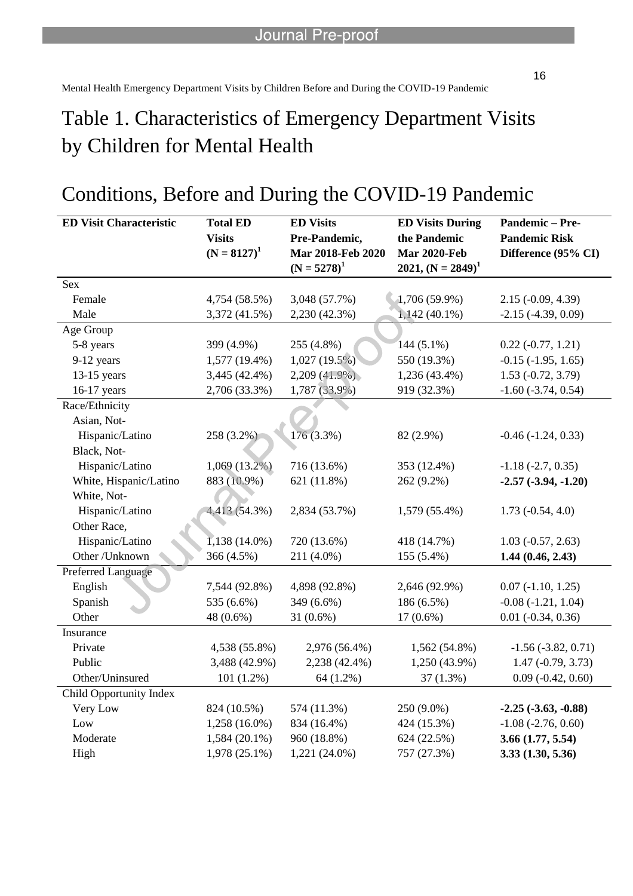# Table 1. Characteristics of Emergency Department Visits by Children for Mental Health Conditions, Before and During the COVID-19 Pandemic

| ED Visit Characteristic | Total ED Visits (N = 8127)[1] | ED Visits Pre-Pandemic, Mar 2018-Feb 2020 (N = 5278)[1] | ED Visits During the Pandemic Mar 2020-Feb 2021, (N = 2849)[1] | Pandemic – Pre-Pandemic Risk Difference (95% CI) |
|---|---|---|---|---|
| Sex | | | | |
| Female | 4,754 (58.5%) | 3,048 (57.7%) | 1,706 (59.9%) | 2.15 (-0.09, 4.39) |
| Male | 3,372 (41.5%) | 2,230 (42.3%) | 1,142 (40.1%) | -2.15 (-4.39, 0.09) |
| Age Group | | | | |
| 5-8 years | 399 (4.9%) | 255 (4.8%) | 144 (5.1%) | 0.22 (-0.77, 1.21) |
| 9-12 years | 1,577 (19.4%) | 1,027 (19.5%) | 550 (19.3%) | -0.15 (-1.95, 1.65) |
| 13-15 years | 3,445 (42.4%) | 2,209 (41.9%) | 1,236 (43.4%) | 1.53 (-0.72, 3.79) |
| 16-17 years | 2,706 (33.3%) | 1,787 (33.9%) | 919 (32.3%) | -1.60 (-3.74, 0.54) |
| Race/Ethnicity | | | | |
| Asian, Not-Hispanic/Latino | 258 (3.2%) | 176 (3.3%) | 82 (2.9%) | -0.46 (-1.24, 0.33) |
| Black, Not-Hispanic/Latino | 1,069 (13.2%) | 716 (13.6%) | 353 (12.4%) | -1.18 (-2.7, 0.35) |
| White, Hispanic/Latino | 883 (10.9%) | 621 (11.8%) | 262 (9.2%) | **-2.57 (-3.94, -1.20)** |
| White, Not-Hispanic/Latino | 4,413 (54.3%) | 2,834 (53.7%) | 1,579 (55.4%) | 1.73 (-0.54, 4.0) |
| Other Race, Hispanic/Latino | 1,138 (14.0%) | 720 (13.6%) | 418 (14.7%) | 1.03 (-0.57, 2.63) |
| Other /Unknown | 366 (4.5%) | 211 (4.0%) | 155 (5.4%) | **1.44 (0.46, 2.43)** |
| Preferred Language | | | | |
| English | 7,544 (92.8%) | 4,898 (92.8%) | 2,646 (92.9%) | 0.07 (-1.10, 1.25) |
| Spanish | 535 (6.6%) | 349 (6.6%) | 186 (6.5%) | -0.08 (-1.21, 1.04) |
| Other | 48 (0.6%) | 31 (0.6%) | 17 (0.6%) | 0.01 (-0.34, 0.36) |
| Insurance | | | | |
| Private | 4,538 (55.8%) | 2,976 (56.4%) | 1,562 (54.8%) | -1.56 (-3.82, 0.71) |
| Public | 3,488 (42.9%) | 2,238 (42.4%) | 1,250 (43.9%) | 1.47 (-0.79, 3.73) |
| Other/Uninsured | 101 (1.2%) | 64 (1.2%) | 37 (1.3%) | 0.09 (-0.42, 0.60) |
| Child Opportunity Index | | | | |
| Very Low | 824 (10.5%) | 574 (11.3%) | 250 (9.0%) | **-2.25 (-3.63, -0.88)** |
| Low | 1,258 (16.0%) | 834 (16.4%) | 424 (15.3%) | -1.08 (-2.76, 0.60) |
| Moderate | 1,584 (20.1%) | 960 (18.8%) | 624 (22.5%) | **3.66 (1.77, 5.54)** |
| High | 1,978 (25.1%) | 1,221 (24.0%) | 757 (27.3%) | **3.33 (1.30, 5.36)** |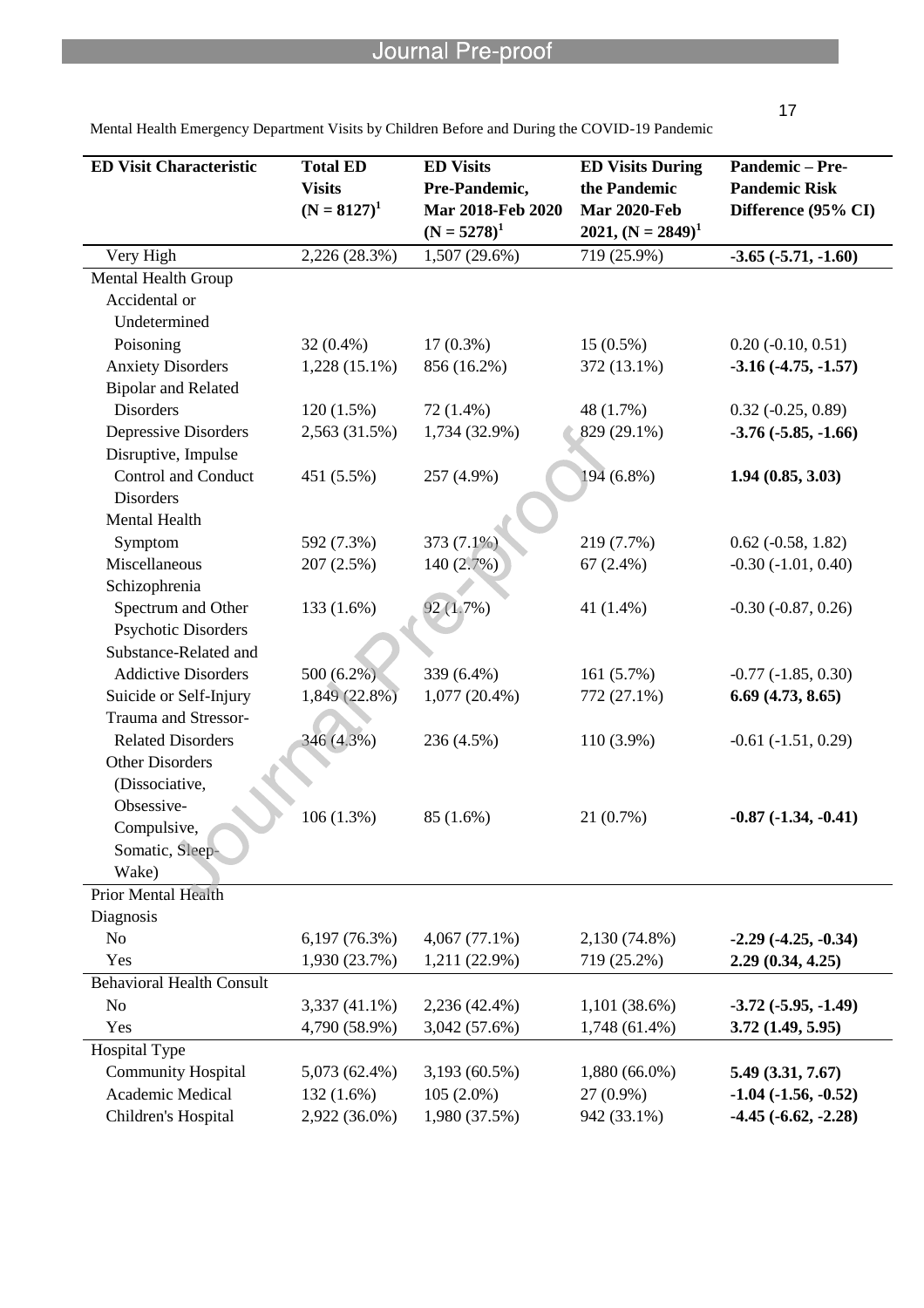Mental Health Emergency Department Visits by Children Before and During the COVID-19 Pandemic

| ED Visit Characteristic | Total ED Visits (N = 8127)[1] | ED Visits Pre-Pandemic, Mar 2018-Feb 2020 (N = 5278)[1] | ED Visits During the Pandemic Mar 2020-Feb 2021, (N = 2849)[1] | Pandemic – Pre-Pandemic Risk Difference (95% CI) |
|---|---|---|---|---|
| Very High | 2,226 (28.3%) | 1,507 (29.6%) | 719 (25.9%) | **-3.65 (-5.71, -1.60)** |
| Mental Health Group | | | | |
| Accidental or Undetermined Poisoning | 32 (0.4%) | 17 (0.3%) | 15 (0.5%) | 0.20 (-0.10, 0.51) |
| Anxiety Disorders | 1,228 (15.1%) | 856 (16.2%) | 372 (13.1%) | **-3.16 (-4.75, -1.57)** |
| Bipolar and Related Disorders | 120 (1.5%) | 72 (1.4%) | 48 (1.7%) | 0.32 (-0.25, 0.89) |
| Depressive Disorders | 2,563 (31.5%) | 1,734 (32.9%) | 829 (29.1%) | **-3.76 (-5.85, -1.66)** |
| Disruptive, Impulse Control and Conduct Disorders | 451 (5.5%) | 257 (4.9%) | 194 (6.8%) | **1.94 (0.85, 3.03)** |
| Mental Health Symptom | 592 (7.3%) | 373 (7.1%) | 219 (7.7%) | 0.62 (-0.58, 1.82) |
| Miscellaneous | 207 (2.5%) | 140 (2.7%) | 67 (2.4%) | -0.30 (-1.01, 0.40) |
| Schizophrenia Spectrum and Other Psychotic Disorders | 133 (1.6%) | 92 (1.7%) | 41 (1.4%) | -0.30 (-0.87, 0.26) |
| Substance-Related and Addictive Disorders | 500 (6.2%) | 339 (6.4%) | 161 (5.7%) | -0.77 (-1.85, 0.30) |
| Suicide or Self-Injury | 1,849 (22.8%) | 1,077 (20.4%) | 772 (27.1%) | **6.69 (4.73, 8.65)** |
| Trauma and Stressor-Related Disorders | 346 (4.3%) | 236 (4.5%) | 110 (3.9%) | -0.61 (-1.51, 0.29) |
| Other Disorders (Dissociative, Obsessive-Compulsive, Somatic, Sleep-Wake) | 106 (1.3%) | 85 (1.6%) | 21 (0.7%) | **-0.87 (-1.34, -0.41)** |
| Prior Mental Health Diagnosis | | | | |
| No | 6,197 (76.3%) | 4,067 (77.1%) | 2,130 (74.8%) | **-2.29 (-4.25, -0.34)** |
| Yes | 1,930 (23.7%) | 1,211 (22.9%) | 719 (25.2%) | **2.29 (0.34, 4.25)** |
| Behavioral Health Consult | | | | |
| No | 3,337 (41.1%) | 2,236 (42.4%) | 1,101 (38.6%) | **-3.72 (-5.95, -1.49)** |
| Yes | 4,790 (58.9%) | 3,042 (57.6%) | 1,748 (61.4%) | **3.72 (1.49, 5.95)** |
| Hospital Type | | | | |
| Community Hospital | 5,073 (62.4%) | 3,193 (60.5%) | 1,880 (66.0%) | **5.49 (3.31, 7.67)** |
| Academic Medical | 132 (1.6%) | 105 (2.0%) | 27 (0.9%) | **-1.04 (-1.56, -0.52)** |
| Children's Hospital | 2,922 (36.0%) | 1,980 (37.5%) | 942 (33.1%) | **-4.45 (-6.62, -2.28)** |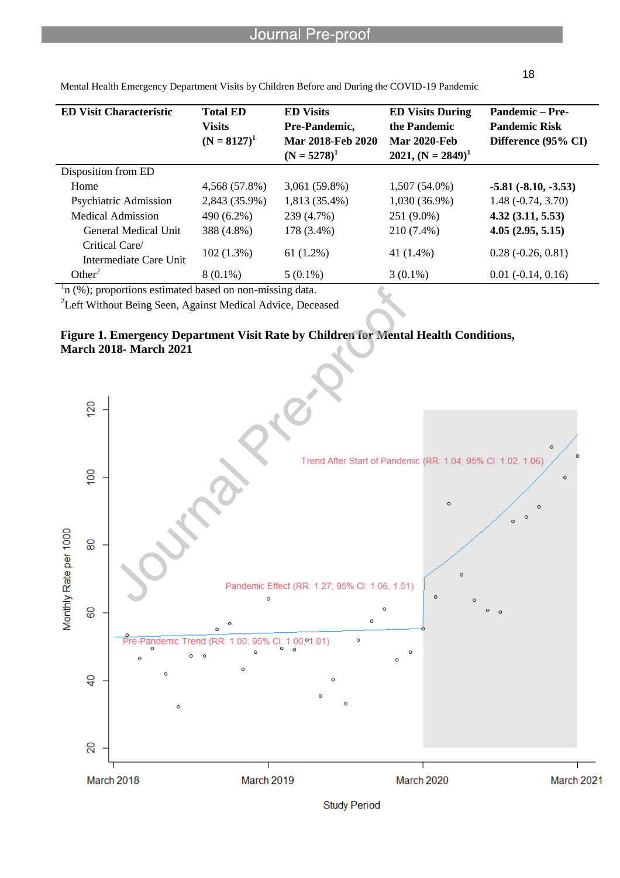Mental Health Emergency Department Visits by Children Before and During the COVID-19 Pandemic

| ED Visit Characteristic | Total ED Visits (N = 8127)[1] | ED Visits Pre-Pandemic, Mar 2018-Feb 2020 (N = 5278)[1] | ED Visits During the Pandemic Mar 2020-Feb 2021, (N = 2849)[1] | Pandemic – Pre-Pandemic Risk Difference (95% CI) |
|---|---|---|---|---|
| Disposition from ED | | | | |
| Home | 4,568 (57.8%) | 3,061 (59.8%) | 1,507 (54.0%) | **-5.81 (-8.10, -3.53)** |
| Psychiatric Admission | 2,843 (35.9%) | 1,813 (35.4%) | 1,030 (36.9%) | 1.48 (-0.74, 3.70) |
| Medical Admission | 490 (6.2%) | 239 (4.7%) | 251 (9.0%) | **4.32 (3.11, 5.53)** |
| General Medical Unit | 388 (4.8%) | 178 (3.4%) | 210 (7.4%) | **4.05 (2.95, 5.15)** |
| Critical Care/ Intermediate Care Unit | 102 (1.3%) | 61 (1.2%) | 41 (1.4%) | 0.28 (-0.26, 0.81) |
| Other[2] | 8 (0.1%) | 5 (0.1%) | 3 (0.1%) | 0.01 (-0.14, 0.16) |

[1]n (%); proportions estimated based on non-missing data.

[2]Left Without Being Seen, Against Medical Advice, Deceased

**Figure 1. Emergency Department Visit Rate by Children for Mental Health Conditions, March 2018- March 2021**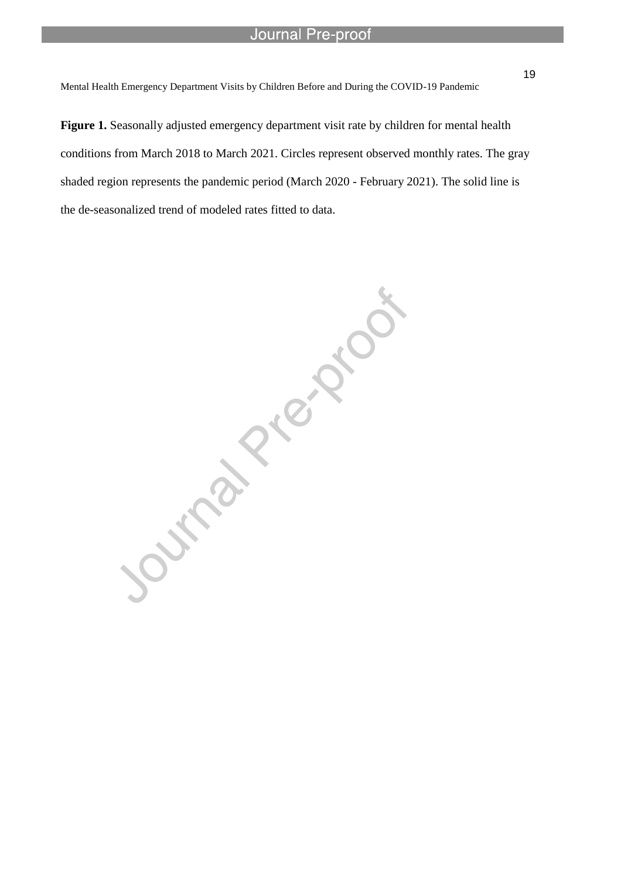**Figure 1.** Seasonally adjusted emergency department visit rate by children for mental health conditions from March 2018 to March 2021. Circles represent observed monthly rates. The gray shaded region represents the pandemic period (March 2020 - February 2021). The solid line is the de-seasonalized trend of modeled rates fitted to data.